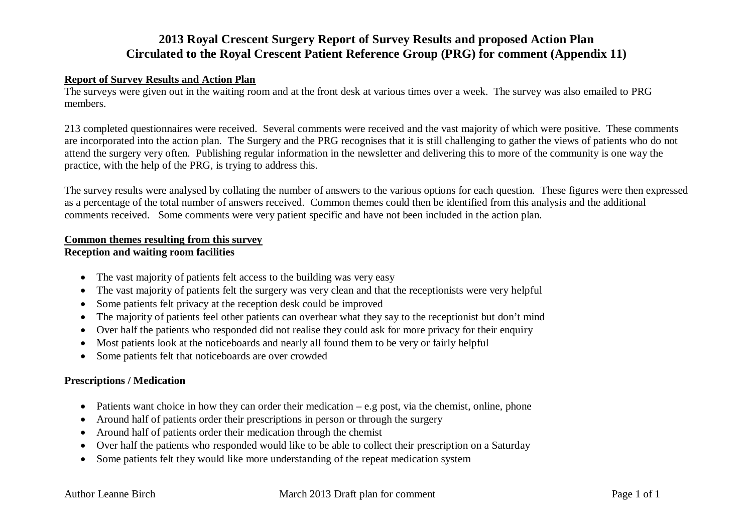# 2013 Royal Crescent Surgery Report of Survey Results and proposed Action Plan
# Circulated to the Royal Crescent Patient Reference Group (PRG) for comment (Appendix 11)

## Report of Survey Results and Action Plan

The surveys were given out in the waiting room and at the front desk at various times over a week. The survey was also emailed to PRG members.

213 completed questionnaires were received. Several comments were received and the vast majority of which were positive. These comments are incorporated into the action plan. The Surgery and the PRG recognises that it is still challenging to gather the views of patients who do not attend the surgery very often. Publishing regular information in the newsletter and delivering this to more of the community is one way the practice, with the help of the PRG, is trying to address this.

The survey results were analysed by collating the number of answers to the various options for each question. These figures were then expressed as a percentage of the total number of answers received. Common themes could then be identified from this analysis and the additional comments received. Some comments were very patient specific and have not been included in the action plan.

## Common themes resulting from this survey

### Reception and waiting room facilities

- The vast majority of patients felt access to the building was very easy
- The vast majority of patients felt the surgery was very clean and that the receptionists were very helpful
- Some patients felt privacy at the reception desk could be improved
- The majority of patients feel other patients can overhear what they say to the receptionist but don't mind
- Over half the patients who responded did not realise they could ask for more privacy for their enquiry
- Most patients look at the noticeboards and nearly all found them to be very or fairly helpful
- Some patients felt that noticeboards are over crowded

### Prescriptions / Medication

- Patients want choice in how they can order their medication – e.g post, via the chemist, online, phone
- Around half of patients order their prescriptions in person or through the surgery
- Around half of patients order their medication through the chemist
- Over half the patients who responded would like to be able to collect their prescription on a Saturday
- Some patients felt they would like more understanding of the repeat medication system

Author Leanne Birch March 2013 Draft plan for comment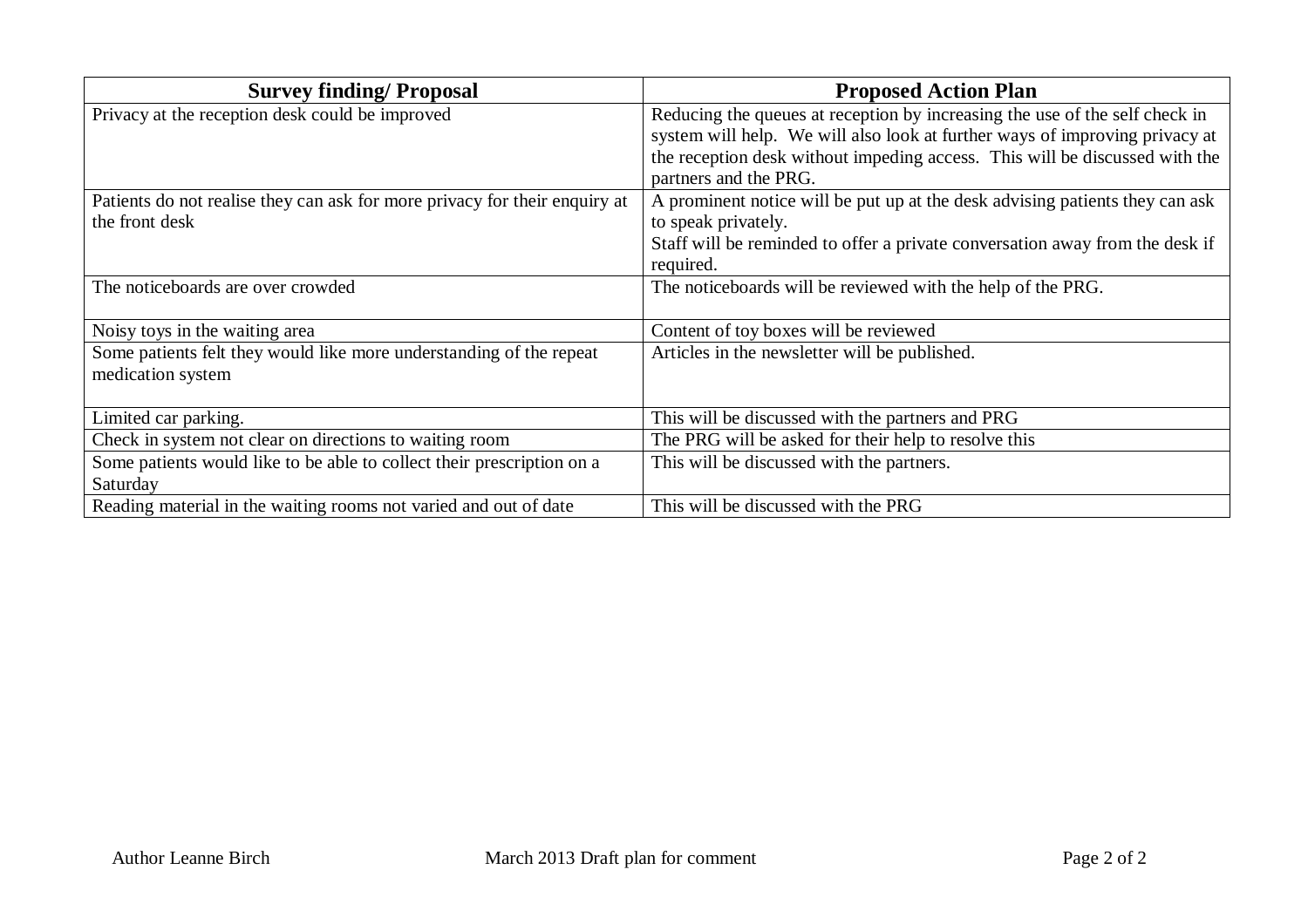| Survey finding/ Proposal | Proposed Action Plan |
| --- | --- |
| Privacy at the reception desk could be improved | Reducing the queues at reception by increasing the use of the self check in system will help. We will also look at further ways of improving privacy at the reception desk without impeding access. This will be discussed with the partners and the PRG. |
| Patients do not realise they can ask for more privacy for their enquiry at the front desk | A prominent notice will be put up at the desk advising patients they can ask to speak privately.<br>Staff will be reminded to offer a private conversation away from the desk if required. |
| The noticeboards are over crowded | The noticeboards will be reviewed with the help of the PRG. |
| Noisy toys in the waiting area | Content of toy boxes will be reviewed |
| Some patients felt they would like more understanding of the repeat medication system | Articles in the newsletter will be published. |
| Limited car parking. | This will be discussed with the partners and PRG |
| Check in system not clear on directions to waiting room | The PRG will be asked for their help to resolve this |
| Some patients would like to be able to collect their prescription on a Saturday | This will be discussed with the partners. |
| Reading material in the waiting rooms not varied and out of date | This will be discussed with the PRG |

Author Leanne Birch March 2013 Draft plan for comment